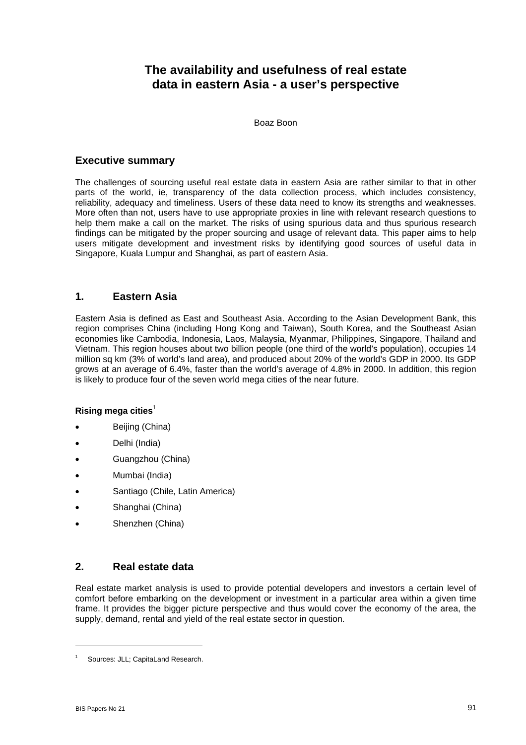# The availability and usefulness of real estate data in eastern Asia - a user's perspective

Boaz Boon

## Executive summary

The challenges of sourcing useful real estate data in eastern Asia are rather similar to that in other parts of the world, ie, transparency of the data collection process, which includes consistency, reliability, adequacy and timeliness. Users of these data need to know its strengths and weaknesses. More often than not, users have to use appropriate proxies in line with relevant research questions to help them make a call on the market. The risks of using spurious data and thus spurious research findings can be mitigated by the proper sourcing and usage of relevant data. This paper aims to help users mitigate development and investment risks by identifying good sources of useful data in Singapore, Kuala Lumpur and Shanghai, as part of eastern Asia.

## 1. Eastern Asia

Eastern Asia is defined as East and Southeast Asia. According to the Asian Development Bank, this region comprises China (including Hong Kong and Taiwan), South Korea, and the Southeast Asian economies like Cambodia, Indonesia, Laos, Malaysia, Myanmar, Philippines, Singapore, Thailand and Vietnam. This region houses about two billion people (one third of the world's population), occupies 14 million sq km (3% of world's land area), and produced about 20% of the world's GDP in 2000. Its GDP grows at an average of 6.4%, faster than the world's average of 4.8% in 2000. In addition, this region is likely to produce four of the seven world mega cities of the near future.

**Rising mega cities**[1]

- Beijing (China)
- Delhi (India)
- Guangzhou (China)
- Mumbai (India)
- Santiago (Chile, Latin America)
- Shanghai (China)
- Shenzhen (China)

## 2. Real estate data

Real estate market analysis is used to provide potential developers and investors a certain level of comfort before embarking on the development or investment in a particular area within a given time frame. It provides the bigger picture perspective and thus would cover the economy of the area, the supply, demand, rental and yield of the real estate sector in question.

[1] Sources: JLL; CapitaLand Research.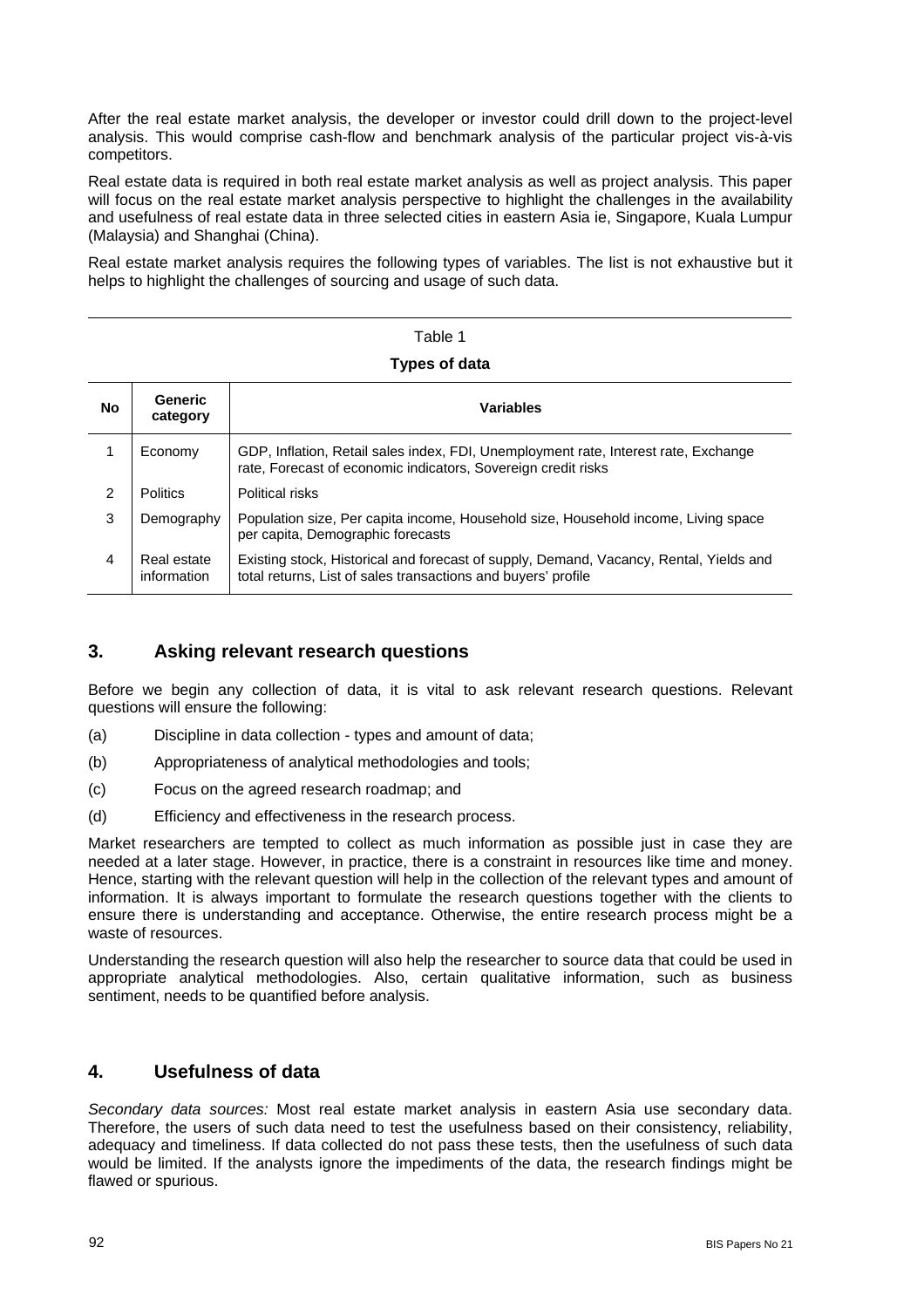After the real estate market analysis, the developer or investor could drill down to the project-level analysis. This would comprise cash-flow and benchmark analysis of the particular project vis-à-vis competitors.

Real estate data is required in both real estate market analysis as well as project analysis. This paper will focus on the real estate market analysis perspective to highlight the challenges in the availability and usefulness of real estate data in three selected cities in eastern Asia ie, Singapore, Kuala Lumpur (Malaysia) and Shanghai (China).

Real estate market analysis requires the following types of variables. The list is not exhaustive but it helps to highlight the challenges of sourcing and usage of such data.

Table 1

**Types of data**

| No | Generic category | Variables |
|---|---|---|
| 1 | Economy | GDP, Inflation, Retail sales index, FDI, Unemployment rate, Interest rate, Exchange rate, Forecast of economic indicators, Sovereign credit risks |
| 2 | Politics | Political risks |
| 3 | Demography | Population size, Per capita income, Household size, Household income, Living space per capita, Demographic forecasts |
| 4 | Real estate information | Existing stock, Historical and forecast of supply, Demand, Vacancy, Rental, Yields and total returns, List of sales transactions and buyers' profile |

## 3. Asking relevant research questions

Before we begin any collection of data, it is vital to ask relevant research questions. Relevant questions will ensure the following:

(a) Discipline in data collection - types and amount of data;

(b) Appropriateness of analytical methodologies and tools;

(c) Focus on the agreed research roadmap; and

(d) Efficiency and effectiveness in the research process.

Market researchers are tempted to collect as much information as possible just in case they are needed at a later stage. However, in practice, there is a constraint in resources like time and money. Hence, starting with the relevant question will help in the collection of the relevant types and amount of information. It is always important to formulate the research questions together with the clients to ensure there is understanding and acceptance. Otherwise, the entire research process might be a waste of resources.

Understanding the research question will also help the researcher to source data that could be used in appropriate analytical methodologies. Also, certain qualitative information, such as business sentiment, needs to be quantified before analysis.

## 4. Usefulness of data

*Secondary data sources:* Most real estate market analysis in eastern Asia use secondary data. Therefore, the users of such data need to test the usefulness based on their consistency, reliability, adequacy and timeliness. If data collected do not pass these tests, then the usefulness of such data would be limited. If the analysts ignore the impediments of the data, the research findings might be flawed or spurious.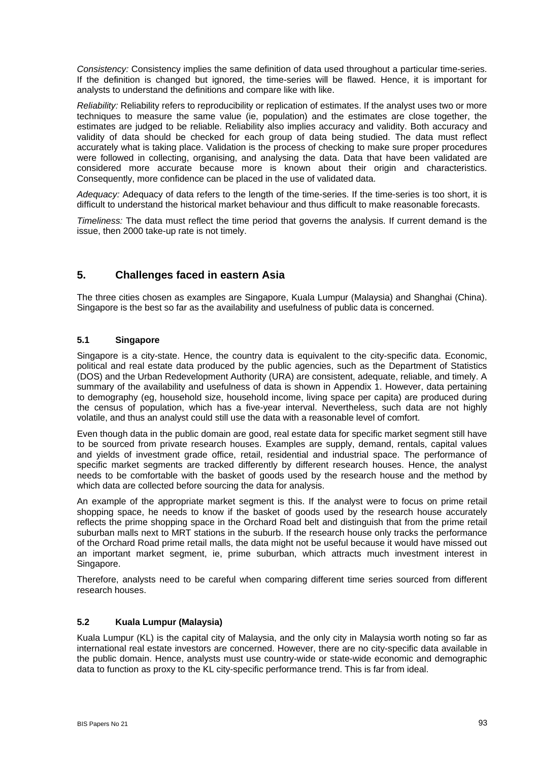*Consistency:* Consistency implies the same definition of data used throughout a particular time-series. If the definition is changed but ignored, the time-series will be flawed. Hence, it is important for analysts to understand the definitions and compare like with like.

*Reliability:* Reliability refers to reproducibility or replication of estimates. If the analyst uses two or more techniques to measure the same value (ie, population) and the estimates are close together, the estimates are judged to be reliable. Reliability also implies accuracy and validity. Both accuracy and validity of data should be checked for each group of data being studied. The data must reflect accurately what is taking place. Validation is the process of checking to make sure proper procedures were followed in collecting, organising, and analysing the data. Data that have been validated are considered more accurate because more is known about their origin and characteristics. Consequently, more confidence can be placed in the use of validated data.

*Adequacy:* Adequacy of data refers to the length of the time-series. If the time-series is too short, it is difficult to understand the historical market behaviour and thus difficult to make reasonable forecasts.

*Timeliness:* The data must reflect the time period that governs the analysis. If current demand is the issue, then 2000 take-up rate is not timely.

## 5. Challenges faced in eastern Asia

The three cities chosen as examples are Singapore, Kuala Lumpur (Malaysia) and Shanghai (China). Singapore is the best so far as the availability and usefulness of public data is concerned.

### 5.1 Singapore

Singapore is a city-state. Hence, the country data is equivalent to the city-specific data. Economic, political and real estate data produced by the public agencies, such as the Department of Statistics (DOS) and the Urban Redevelopment Authority (URA) are consistent, adequate, reliable, and timely. A summary of the availability and usefulness of data is shown in Appendix 1. However, data pertaining to demography (eg, household size, household income, living space per capita) are produced during the census of population, which has a five-year interval. Nevertheless, such data are not highly volatile, and thus an analyst could still use the data with a reasonable level of comfort.

Even though data in the public domain are good, real estate data for specific market segment still have to be sourced from private research houses. Examples are supply, demand, rentals, capital values and yields of investment grade office, retail, residential and industrial space. The performance of specific market segments are tracked differently by different research houses. Hence, the analyst needs to be comfortable with the basket of goods used by the research house and the method by which data are collected before sourcing the data for analysis.

An example of the appropriate market segment is this. If the analyst were to focus on prime retail shopping space, he needs to know if the basket of goods used by the research house accurately reflects the prime shopping space in the Orchard Road belt and distinguish that from the prime retail suburban malls next to MRT stations in the suburb. If the research house only tracks the performance of the Orchard Road prime retail malls, the data might not be useful because it would have missed out an important market segment, ie, prime suburban, which attracts much investment interest in Singapore.

Therefore, analysts need to be careful when comparing different time series sourced from different research houses.

### 5.2 Kuala Lumpur (Malaysia)

Kuala Lumpur (KL) is the capital city of Malaysia, and the only city in Malaysia worth noting so far as international real estate investors are concerned. However, there are no city-specific data available in the public domain. Hence, analysts must use country-wide or state-wide economic and demographic data to function as proxy to the KL city-specific performance trend. This is far from ideal.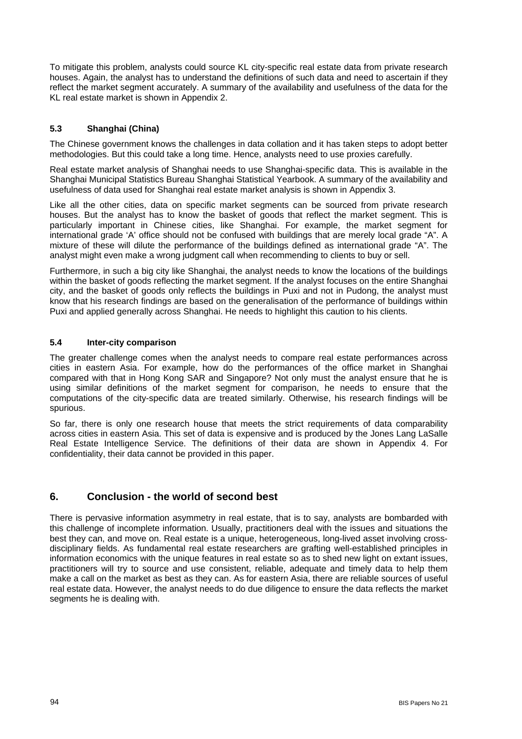To mitigate this problem, analysts could source KL city-specific real estate data from private research houses. Again, the analyst has to understand the definitions of such data and need to ascertain if they reflect the market segment accurately. A summary of the availability and usefulness of the data for the KL real estate market is shown in Appendix 2.

### 5.3 Shanghai (China)

The Chinese government knows the challenges in data collation and it has taken steps to adopt better methodologies. But this could take a long time. Hence, analysts need to use proxies carefully.

Real estate market analysis of Shanghai needs to use Shanghai-specific data. This is available in the Shanghai Municipal Statistics Bureau Shanghai Statistical Yearbook. A summary of the availability and usefulness of data used for Shanghai real estate market analysis is shown in Appendix 3.

Like all the other cities, data on specific market segments can be sourced from private research houses. But the analyst has to know the basket of goods that reflect the market segment. This is particularly important in Chinese cities, like Shanghai. For example, the market segment for international grade 'A' office should not be confused with buildings that are merely local grade "A". A mixture of these will dilute the performance of the buildings defined as international grade "A". The analyst might even make a wrong judgment call when recommending to clients to buy or sell.

Furthermore, in such a big city like Shanghai, the analyst needs to know the locations of the buildings within the basket of goods reflecting the market segment. If the analyst focuses on the entire Shanghai city, and the basket of goods only reflects the buildings in Puxi and not in Pudong, the analyst must know that his research findings are based on the generalisation of the performance of buildings within Puxi and applied generally across Shanghai. He needs to highlight this caution to his clients.

### 5.4 Inter-city comparison

The greater challenge comes when the analyst needs to compare real estate performances across cities in eastern Asia. For example, how do the performances of the office market in Shanghai compared with that in Hong Kong SAR and Singapore? Not only must the analyst ensure that he is using similar definitions of the market segment for comparison, he needs to ensure that the computations of the city-specific data are treated similarly. Otherwise, his research findings will be spurious.

So far, there is only one research house that meets the strict requirements of data comparability across cities in eastern Asia. This set of data is expensive and is produced by the Jones Lang LaSalle Real Estate Intelligence Service. The definitions of their data are shown in Appendix 4. For confidentiality, their data cannot be provided in this paper.

## 6. Conclusion - the world of second best

There is pervasive information asymmetry in real estate, that is to say, analysts are bombarded with this challenge of incomplete information. Usually, practitioners deal with the issues and situations the best they can, and move on. Real estate is a unique, heterogeneous, long-lived asset involving cross-disciplinary fields. As fundamental real estate researchers are grafting well-established principles in information economics with the unique features in real estate so as to shed new light on extant issues, practitioners will try to source and use consistent, reliable, adequate and timely data to help them make a call on the market as best as they can. As for eastern Asia, there are reliable sources of useful real estate data. However, the analyst needs to do due diligence to ensure the data reflects the market segments he is dealing with.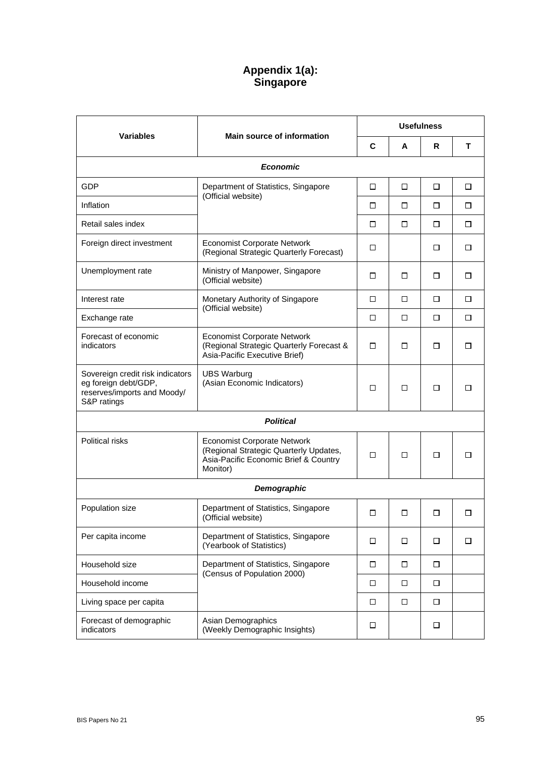# Appendix 1(a): Singapore

| Variables | Main source of information | Usefulness | | | |
|---|---|---|---|---|---|
| | | C | A | R | T |
| ***Economic*** | | | | | |
| GDP | Department of Statistics, Singapore (Official website) | ☐ | ☐ | ☐ | ☐ |
| Inflation | | ☐ | ☐ | ☐ | ☐ |
| Retail sales index | | ☐ | ☐ | ☐ | ☐ |
| Foreign direct investment | Economist Corporate Network (Regional Strategic Quarterly Forecast) | ☐ | | ☐ | ☐ |
| Unemployment rate | Ministry of Manpower, Singapore (Official website) | ☐ | ☐ | ☐ | ☐ |
| Interest rate | Monetary Authority of Singapore (Official website) | ☐ | ☐ | ☐ | ☐ |
| Exchange rate | | ☐ | ☐ | ☐ | ☐ |
| Forecast of economic indicators | Economist Corporate Network (Regional Strategic Quarterly Forecast & Asia-Pacific Executive Brief) | ☐ | ☐ | ☐ | ☐ |
| Sovereign credit risk indicators eg foreign debt/GDP, reserves/imports and Moody/ S&P ratings | UBS Warburg (Asian Economic Indicators) | ☐ | ☐ | ☐ | ☐ |
| ***Political*** | | | | | |
| Political risks | Economist Corporate Network (Regional Strategic Quarterly Updates, Asia-Pacific Economic Brief & Country Monitor) | ☐ | ☐ | ☐ | ☐ |
| ***Demographic*** | | | | | |
| Population size | Department of Statistics, Singapore (Official website) | ☐ | ☐ | ☐ | ☐ |
| Per capita income | Department of Statistics, Singapore (Yearbook of Statistics) | ☐ | ☐ | ☐ | ☐ |
| Household size | Department of Statistics, Singapore (Census of Population 2000) | ☐ | ☐ | ☐ | |
| Household income | | ☐ | ☐ | ☐ | |
| Living space per capita | | ☐ | ☐ | ☐ | |
| Forecast of demographic indicators | Asian Demographics (Weekly Demographic Insights) | ☐ | | ☐ | |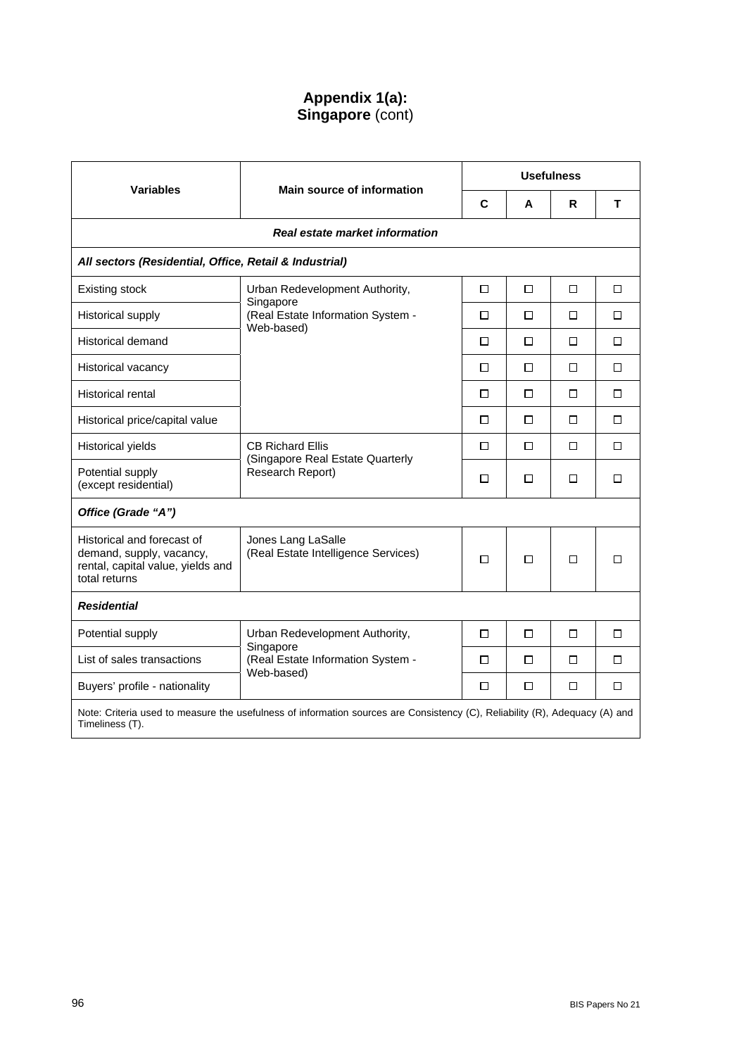# Appendix 1(a):
## Singapore (cont)

| Variables | Main source of information | Usefulness | | | |
|---|---|---|---|---|---|
| | | C | A | R | T |
| ***Real estate market information*** | | | | | |
| ***All sectors (Residential, Office, Retail & Industrial)*** | | | | | |
| Existing stock | Urban Redevelopment Authority, Singapore (Real Estate Information System - Web-based) | ☐ | ☐ | ☐ | ☐ |
| Historical supply | | ☐ | ☐ | ☐ | ☐ |
| Historical demand | | ☐ | ☐ | ☐ | ☐ |
| Historical vacancy | | ☐ | ☐ | ☐ | ☐ |
| Historical rental | | ☐ | ☐ | ☐ | ☐ |
| Historical price/capital value | | ☐ | ☐ | ☐ | ☐ |
| Historical yields | CB Richard Ellis (Singapore Real Estate Quarterly Research Report) | ☐ | ☐ | ☐ | ☐ |
| Potential supply (except residential) | | ☐ | ☐ | ☐ | ☐ |
| ***Office (Grade "A")*** | | | | | |
| Historical and forecast of demand, supply, vacancy, rental, capital value, yields and total returns | Jones Lang LaSalle (Real Estate Intelligence Services) | ☐ | ☐ | ☐ | ☐ |
| ***Residential*** | | | | | |
| Potential supply | Urban Redevelopment Authority, Singapore (Real Estate Information System - Web-based) | ☐ | ☐ | ☐ | ☐ |
| List of sales transactions | | ☐ | ☐ | ☐ | ☐ |
| Buyers' profile - nationality | | ☐ | ☐ | ☐ | ☐ |

Note: Criteria used to measure the usefulness of information sources are Consistency (C), Reliability (R), Adequacy (A) and Timeliness (T).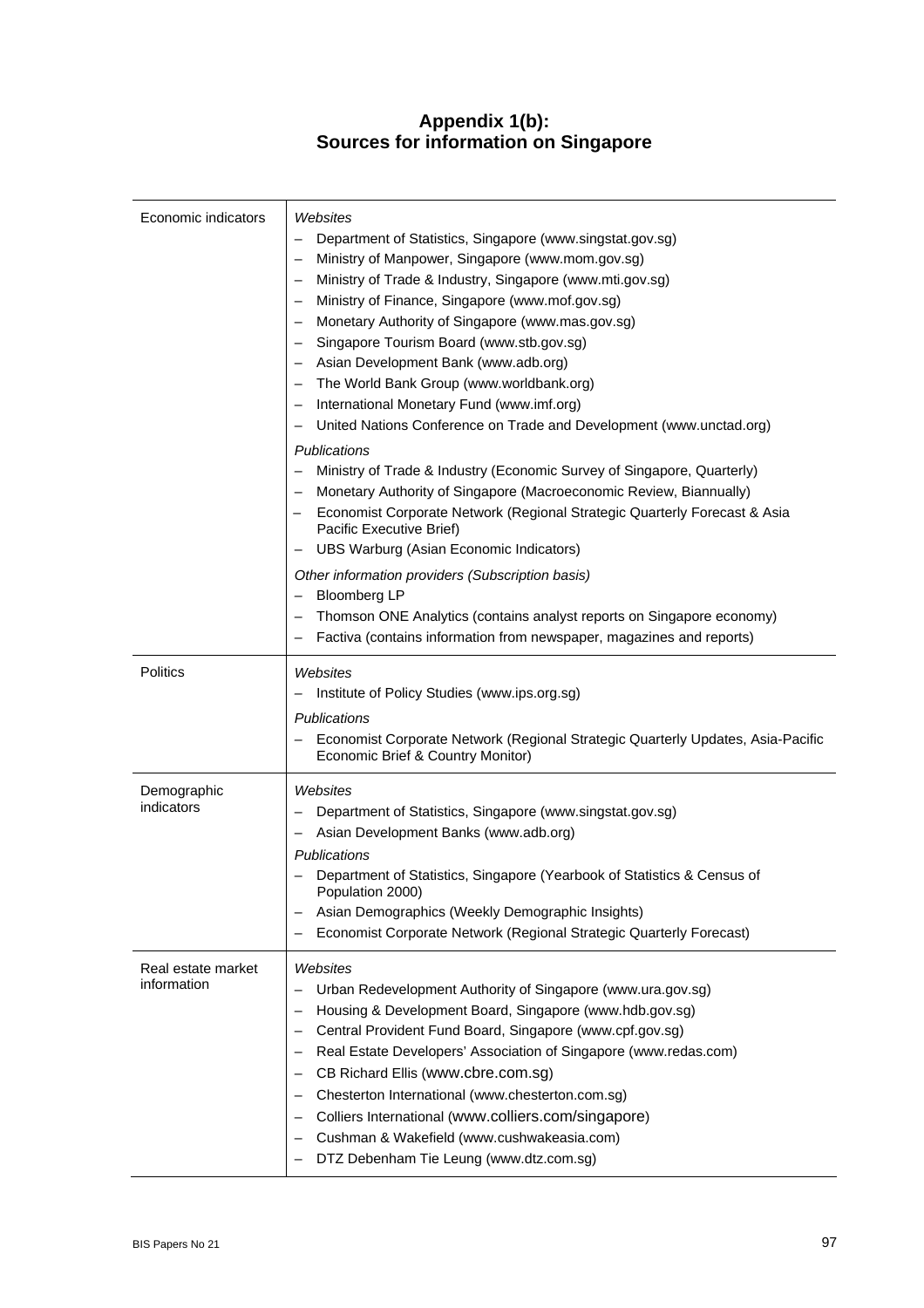# Appendix 1(b): Sources for information on Singapore

| | |
|---|---|
| Economic indicators | *Websites*<br>– Department of Statistics, Singapore (www.singstat.gov.sg)<br>– Ministry of Manpower, Singapore (www.mom.gov.sg)<br>– Ministry of Trade & Industry, Singapore (www.mti.gov.sg)<br>– Ministry of Finance, Singapore (www.mof.gov.sg)<br>– Monetary Authority of Singapore (www.mas.gov.sg)<br>– Singapore Tourism Board (www.stb.gov.sg)<br>– Asian Development Bank (www.adb.org)<br>– The World Bank Group (www.worldbank.org)<br>– International Monetary Fund (www.imf.org)<br>– United Nations Conference on Trade and Development (www.unctad.org)<br>*Publications*<br>– Ministry of Trade & Industry (Economic Survey of Singapore, Quarterly)<br>– Monetary Authority of Singapore (Macroeconomic Review, Biannually)<br>– Economist Corporate Network (Regional Strategic Quarterly Forecast & Asia Pacific Executive Brief)<br>– UBS Warburg (Asian Economic Indicators)<br>*Other information providers (Subscription basis)*<br>– Bloomberg LP<br>– Thomson ONE Analytics (contains analyst reports on Singapore economy)<br>– Factiva (contains information from newspaper, magazines and reports) |
| Politics | *Websites*<br>– Institute of Policy Studies (www.ips.org.sg)<br>*Publications*<br>– Economist Corporate Network (Regional Strategic Quarterly Updates, Asia-Pacific Economic Brief & Country Monitor) |
| Demographic indicators | *Websites*<br>– Department of Statistics, Singapore (www.singstat.gov.sg)<br>– Asian Development Banks (www.adb.org)<br>*Publications*<br>– Department of Statistics, Singapore (Yearbook of Statistics & Census of Population 2000)<br>– Asian Demographics (Weekly Demographic Insights)<br>– Economist Corporate Network (Regional Strategic Quarterly Forecast) |
| Real estate market information | *Websites*<br>– Urban Redevelopment Authority of Singapore (www.ura.gov.sg)<br>– Housing & Development Board, Singapore (www.hdb.gov.sg)<br>– Central Provident Fund Board, Singapore (www.cpf.gov.sg)<br>– Real Estate Developers' Association of Singapore (www.redas.com)<br>– CB Richard Ellis (www.cbre.com.sg)<br>– Chesterton International (www.chesterton.com.sg)<br>– Colliers International (www.colliers.com/singapore)<br>– Cushman & Wakefield (www.cushwakeasia.com)<br>– DTZ Debenham Tie Leung (www.dtz.com.sg) |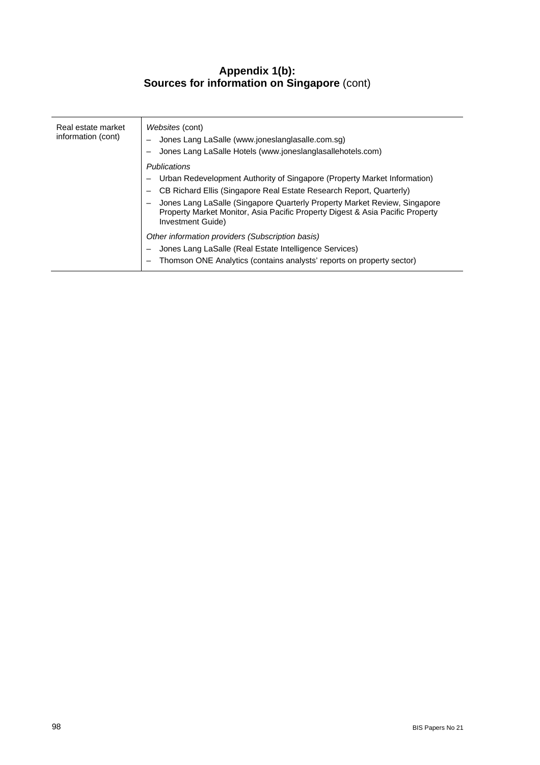## **Appendix 1(b): Sources for information on Singapore** (cont)

| | |
|---|---|
| Real estate market information (cont) | *Websites* (cont)<br>– Jones Lang LaSalle (www.joneslanglasalle.com.sg)<br>– Jones Lang LaSalle Hotels (www.joneslanglasallehotels.com)<br><br>*Publications*<br>– Urban Redevelopment Authority of Singapore (Property Market Information)<br>– CB Richard Ellis (Singapore Real Estate Research Report, Quarterly)<br>– Jones Lang LaSalle (Singapore Quarterly Property Market Review, Singapore Property Market Monitor, Asia Pacific Property Digest & Asia Pacific Property Investment Guide)<br><br>*Other information providers (Subscription basis)*<br>– Jones Lang LaSalle (Real Estate Intelligence Services)<br>– Thomson ONE Analytics (contains analysts' reports on property sector) |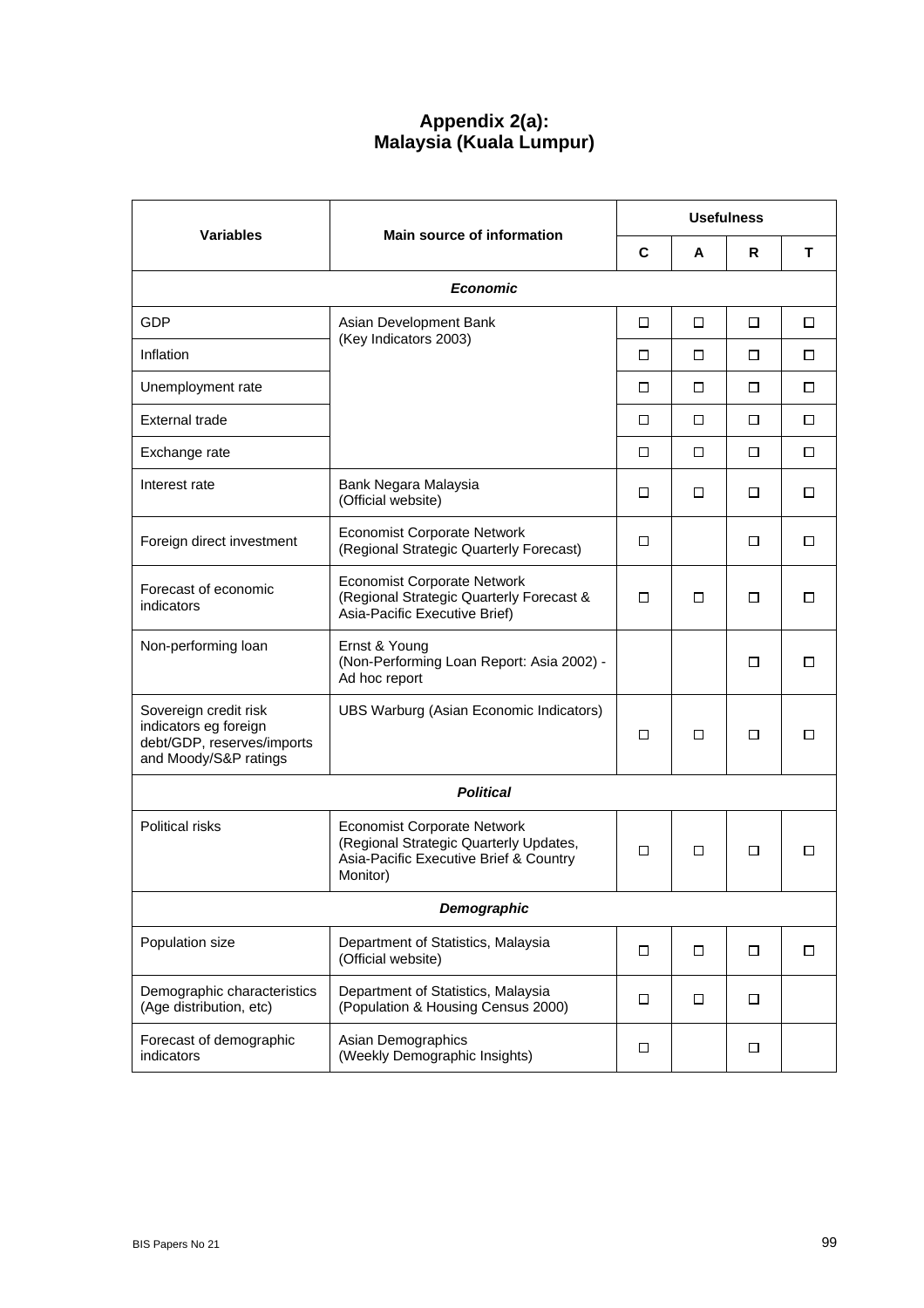# Appendix 2(a):
# Malaysia (Kuala Lumpur)

| Variables | Main source of information | Usefulness | | | |
|---|---|---|---|---|---|
| | | C | A | R | T |
| ***Economic*** | | | | | |
| GDP | Asian Development Bank (Key Indicators 2003) | ☐ | ☐ | ☐ | ☐ |
| Inflation | | ☐ | ☐ | ☐ | ☐ |
| Unemployment rate | | ☐ | ☐ | ☐ | ☐ |
| External trade | | ☐ | ☐ | ☐ | ☐ |
| Exchange rate | | ☐ | ☐ | ☐ | ☐ |
| Interest rate | Bank Negara Malaysia (Official website) | ☐ | ☐ | ☐ | ☐ |
| Foreign direct investment | Economist Corporate Network (Regional Strategic Quarterly Forecast) | ☐ | | ☐ | ☐ |
| Forecast of economic indicators | Economist Corporate Network (Regional Strategic Quarterly Forecast & Asia-Pacific Executive Brief) | ☐ | ☐ | ☐ | ☐ |
| Non-performing loan | Ernst & Young (Non-Performing Loan Report: Asia 2002) - Ad hoc report | | | ☐ | ☐ |
| Sovereign credit risk indicators eg foreign debt/GDP, reserves/imports and Moody/S&P ratings | UBS Warburg (Asian Economic Indicators) | ☐ | ☐ | ☐ | ☐ |
| ***Political*** | | | | | |
| Political risks | Economist Corporate Network (Regional Strategic Quarterly Updates, Asia-Pacific Executive Brief & Country Monitor) | ☐ | ☐ | ☐ | ☐ |
| ***Demographic*** | | | | | |
| Population size | Department of Statistics, Malaysia (Official website) | ☐ | ☐ | ☐ | ☐ |
| Demographic characteristics (Age distribution, etc) | Department of Statistics, Malaysia (Population & Housing Census 2000) | ☐ | ☐ | ☐ | |
| Forecast of demographic indicators | Asian Demographics (Weekly Demographic Insights) | ☐ | | ☐ | |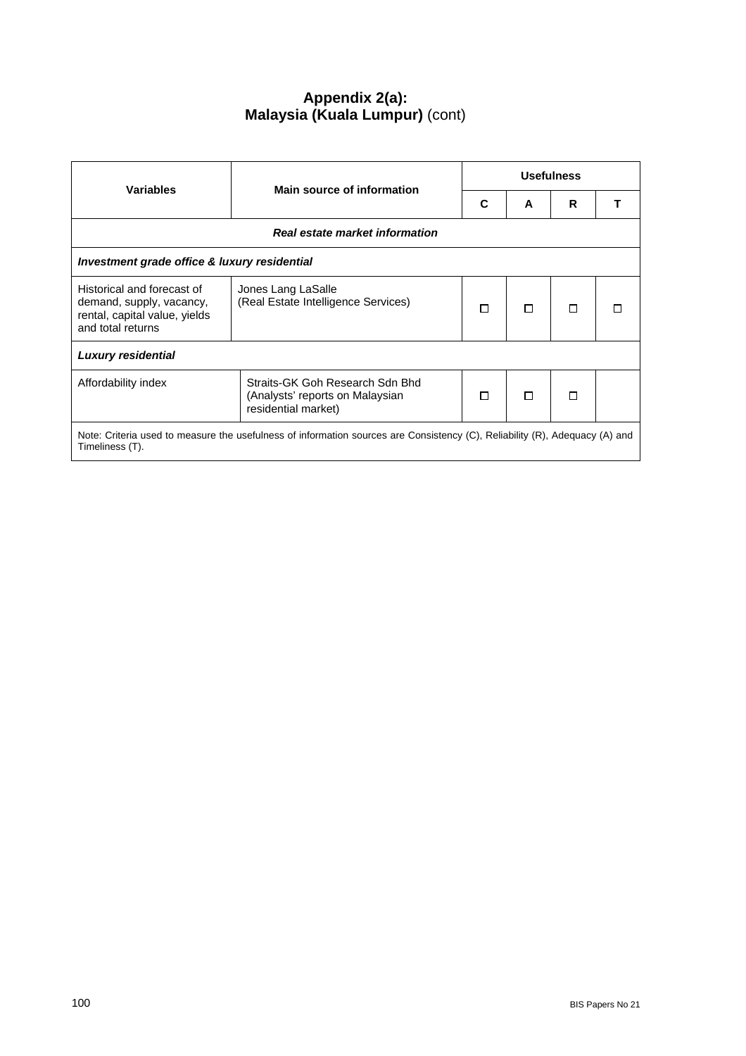# Appendix 2(a): Malaysia (Kuala Lumpur) (cont)

| Variables | Main source of information | Usefulness | | | |
|---|---|---|---|---|---|
| | | C | A | R | T |
| ***Real estate market information*** | | | | | |
| ***Investment grade office & luxury residential*** | | | | | |
| Historical and forecast of demand, supply, vacancy, rental, capital value, yields and total returns | Jones Lang LaSalle (Real Estate Intelligence Services) | ☐ | ☐ | ☐ | ☐ |
| ***Luxury residential*** | | | | | |
| Affordability index | Straits-GK Goh Research Sdn Bhd (Analysts' reports on Malaysian residential market) | ☐ | ☐ | ☐ | |

Note: Criteria used to measure the usefulness of information sources are Consistency (C), Reliability (R), Adequacy (A) and Timeliness (T).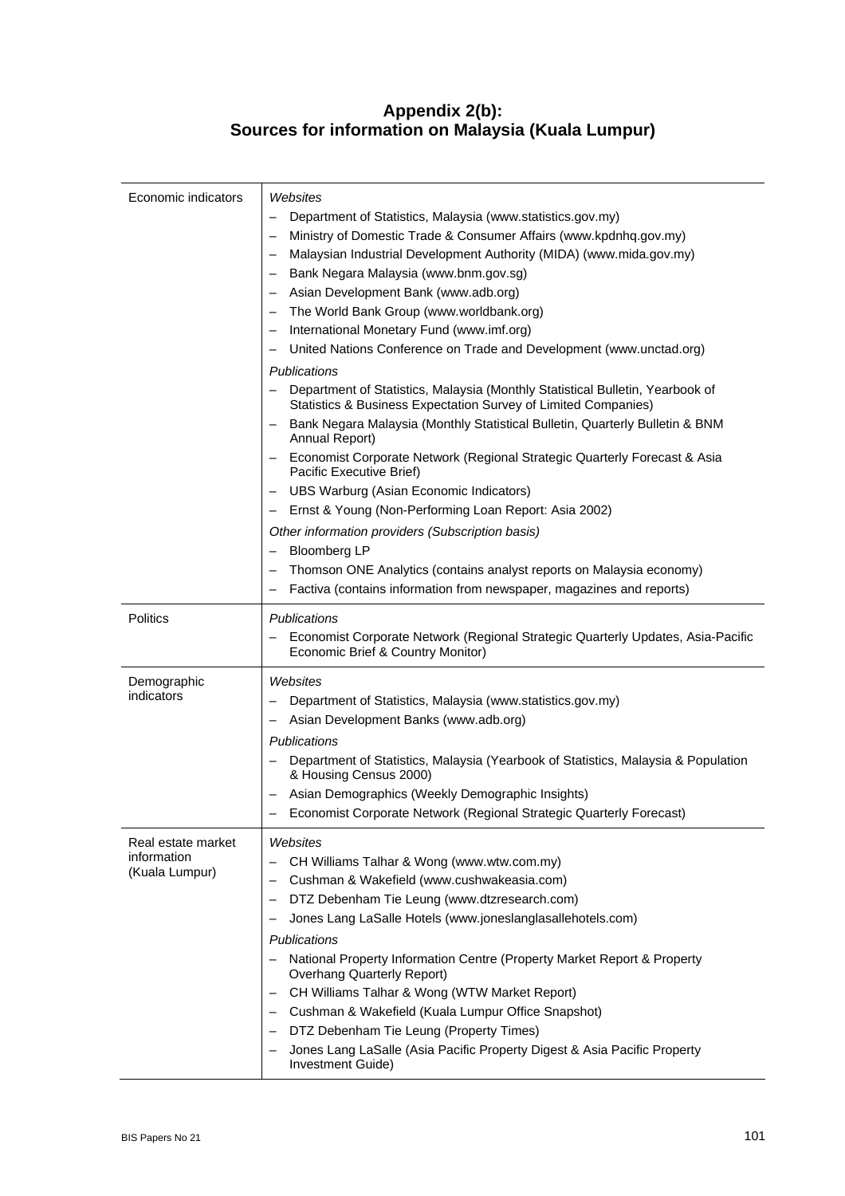# Appendix 2(b): Sources for information on Malaysia (Kuala Lumpur)

| | |
|---|---|
| Economic indicators | *Websites*<br>– Department of Statistics, Malaysia (www.statistics.gov.my)<br>– Ministry of Domestic Trade & Consumer Affairs (www.kpdnhq.gov.my)<br>– Malaysian Industrial Development Authority (MIDA) (www.mida.gov.my)<br>– Bank Negara Malaysia (www.bnm.gov.sg)<br>– Asian Development Bank (www.adb.org)<br>– The World Bank Group (www.worldbank.org)<br>– International Monetary Fund (www.imf.org)<br>– United Nations Conference on Trade and Development (www.unctad.org)<br>*Publications*<br>– Department of Statistics, Malaysia (Monthly Statistical Bulletin, Yearbook of Statistics & Business Expectation Survey of Limited Companies)<br>– Bank Negara Malaysia (Monthly Statistical Bulletin, Quarterly Bulletin & BNM Annual Report)<br>– Economist Corporate Network (Regional Strategic Quarterly Forecast & Asia Pacific Executive Brief)<br>– UBS Warburg (Asian Economic Indicators)<br>– Ernst & Young (Non-Performing Loan Report: Asia 2002)<br>*Other information providers (Subscription basis)*<br>– Bloomberg LP<br>– Thomson ONE Analytics (contains analyst reports on Malaysia economy)<br>– Factiva (contains information from newspaper, magazines and reports) |
| Politics | *Publications*<br>– Economist Corporate Network (Regional Strategic Quarterly Updates, Asia-Pacific Economic Brief & Country Monitor) |
| Demographic indicators | *Websites*<br>– Department of Statistics, Malaysia (www.statistics.gov.my)<br>– Asian Development Banks (www.adb.org)<br>*Publications*<br>– Department of Statistics, Malaysia (Yearbook of Statistics, Malaysia & Population & Housing Census 2000)<br>– Asian Demographics (Weekly Demographic Insights)<br>– Economist Corporate Network (Regional Strategic Quarterly Forecast) |
| Real estate market information (Kuala Lumpur) | *Websites*<br>– CH Williams Talhar & Wong (www.wtw.com.my)<br>– Cushman & Wakefield (www.cushwakeasia.com)<br>– DTZ Debenham Tie Leung (www.dtzresearch.com)<br>– Jones Lang LaSalle Hotels (www.joneslanglasallehotels.com)<br>*Publications*<br>– National Property Information Centre (Property Market Report & Property Overhang Quarterly Report)<br>– CH Williams Talhar & Wong (WTW Market Report)<br>– Cushman & Wakefield (Kuala Lumpur Office Snapshot)<br>– DTZ Debenham Tie Leung (Property Times)<br>– Jones Lang LaSalle (Asia Pacific Property Digest & Asia Pacific Property Investment Guide) |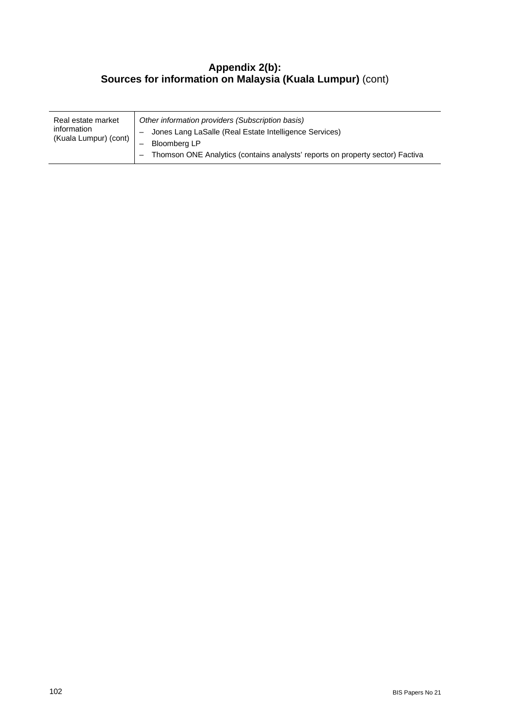## Appendix 2(b):
## Sources for information on Malaysia (Kuala Lumpur) (cont)

| | |
|---|---|
| Real estate market information (Kuala Lumpur) (cont) | *Other information providers (Subscription basis)*<br>– Jones Lang LaSalle (Real Estate Intelligence Services)<br>– Bloomberg LP<br>– Thomson ONE Analytics (contains analysts' reports on property sector) Factiva |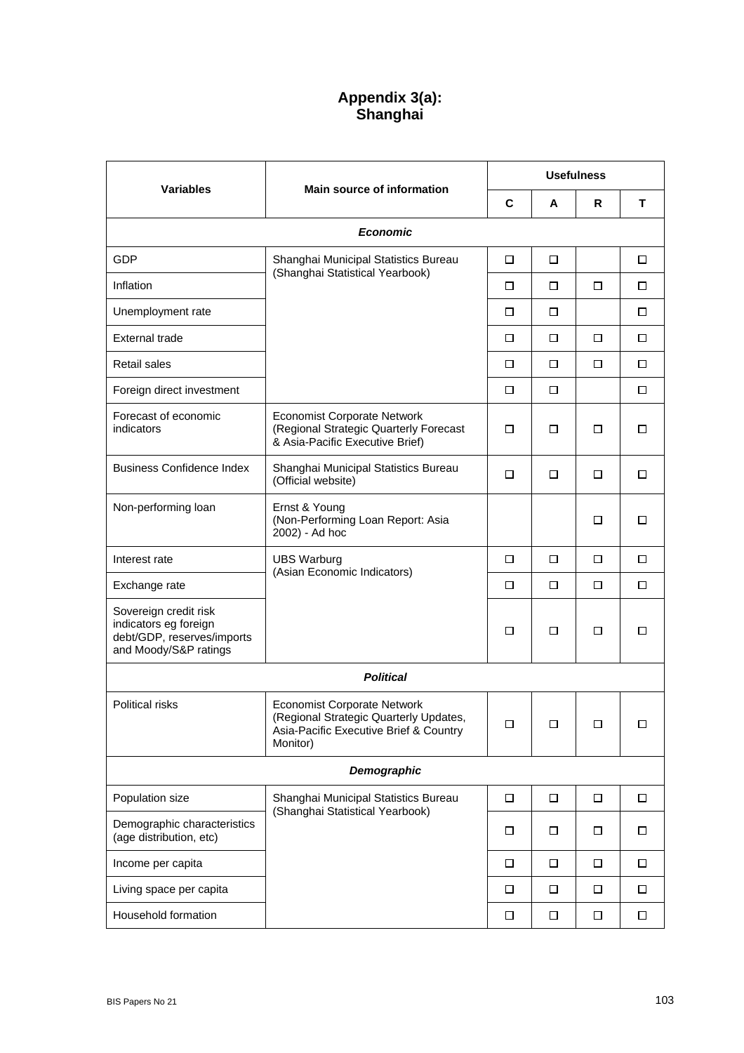# Appendix 3(a): Shanghai

| Variables | Main source of information | Usefulness | | | |
|---|---|---|---|---|---|
| | | C | A | R | T |
| ***Economic*** | | | | | |
| GDP | Shanghai Municipal Statistics Bureau (Shanghai Statistical Yearbook) | ☐ | ☐ | | ☐ |
| Inflation | | ☐ | ☐ | ☐ | ☐ |
| Unemployment rate | | ☐ | ☐ | | ☐ |
| External trade | | ☐ | ☐ | ☐ | ☐ |
| Retail sales | | ☐ | ☐ | ☐ | ☐ |
| Foreign direct investment | | ☐ | ☐ | | ☐ |
| Forecast of economic indicators | Economist Corporate Network (Regional Strategic Quarterly Forecast & Asia-Pacific Executive Brief) | ☐ | ☐ | ☐ | ☐ |
| Business Confidence Index | Shanghai Municipal Statistics Bureau (Official website) | ☐ | ☐ | ☐ | ☐ |
| Non-performing loan | Ernst & Young (Non-Performing Loan Report: Asia 2002) - Ad hoc | | | ☐ | ☐ |
| Interest rate | UBS Warburg (Asian Economic Indicators) | ☐ | ☐ | ☐ | ☐ |
| Exchange rate | | ☐ | ☐ | ☐ | ☐ |
| Sovereign credit risk indicators eg foreign debt/GDP, reserves/imports and Moody/S&P ratings | | ☐ | ☐ | ☐ | ☐ |
| ***Political*** | | | | | |
| Political risks | Economist Corporate Network (Regional Strategic Quarterly Updates, Asia-Pacific Executive Brief & Country Monitor) | ☐ | ☐ | ☐ | ☐ |
| ***Demographic*** | | | | | |
| Population size | Shanghai Municipal Statistics Bureau (Shanghai Statistical Yearbook) | ☐ | ☐ | ☐ | ☐ |
| Demographic characteristics (age distribution, etc) | | ☐ | ☐ | ☐ | ☐ |
| Income per capita | | ☐ | ☐ | ☐ | ☐ |
| Living space per capita | | ☐ | ☐ | ☐ | ☐ |
| Household formation | | ☐ | ☐ | ☐ | ☐ |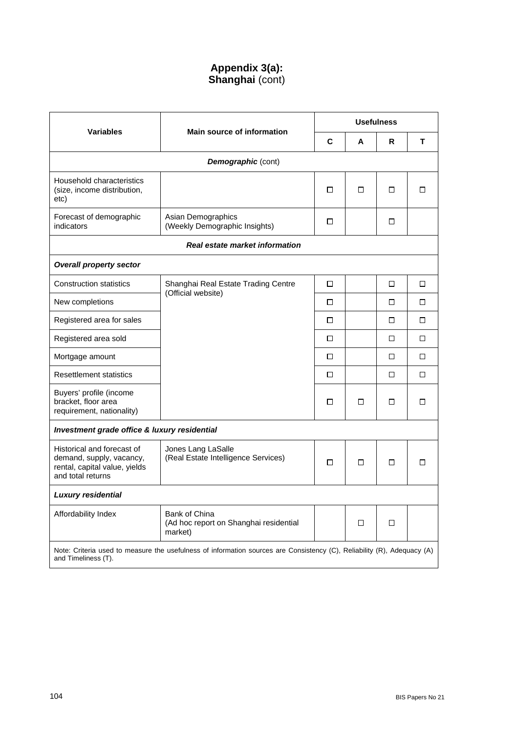# Appendix 3(a):
## Shanghai (cont)

| Variables | Main source of information | Usefulness | | | |
|---|---|---|---|---|---|
| | | C | A | R | T |
| ***Demographic*** (cont) | | | | | |
| Household characteristics (size, income distribution, etc) | | □ | □ | □ | □ |
| Forecast of demographic indicators | Asian Demographics (Weekly Demographic Insights) | □ | | □ | |
| ***Real estate market information*** | | | | | |
| ***Overall property sector*** | | | | | |
| Construction statistics | Shanghai Real Estate Trading Centre (Official website) | □ | | □ | □ |
| New completions | | □ | | □ | □ |
| Registered area for sales | | □ | | □ | □ |
| Registered area sold | | □ | | □ | □ |
| Mortgage amount | | □ | | □ | □ |
| Resettlement statistics | | □ | | □ | □ |
| Buyers' profile (income bracket, floor area requirement, nationality) | | □ | □ | □ | □ |
| ***Investment grade office & luxury residential*** | | | | | |
| Historical and forecast of demand, supply, vacancy, rental, capital value, yields and total returns | Jones Lang LaSalle (Real Estate Intelligence Services) | □ | □ | □ | □ |
| ***Luxury residential*** | | | | | |
| Affordability Index | Bank of China (Ad hoc report on Shanghai residential market) | | □ | □ | |

Note: Criteria used to measure the usefulness of information sources are Consistency (C), Reliability (R), Adequacy (A) and Timeliness (T).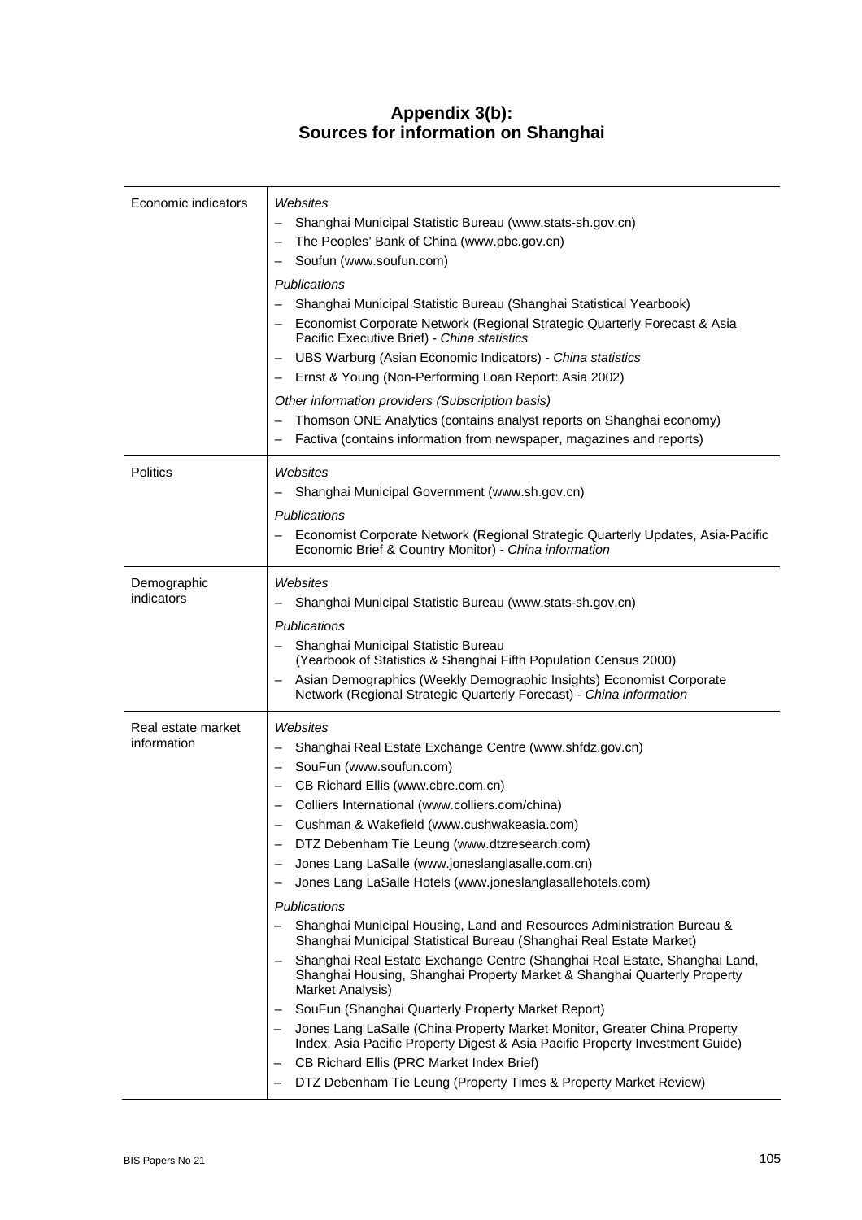## Appendix 3(b): Sources for information on Shanghai

| | |
|---|---|
| Economic indicators | *Websites*<br>– Shanghai Municipal Statistic Bureau (www.stats-sh.gov.cn)<br>– The Peoples' Bank of China (www.pbc.gov.cn)<br>– Soufun (www.soufun.com)<br>*Publications*<br>– Shanghai Municipal Statistic Bureau (Shanghai Statistical Yearbook)<br>– Economist Corporate Network (Regional Strategic Quarterly Forecast & Asia Pacific Executive Brief) - *China statistics*<br>– UBS Warburg (Asian Economic Indicators) - *China statistics*<br>– Ernst & Young (Non-Performing Loan Report: Asia 2002)<br>*Other information providers (Subscription basis)*<br>– Thomson ONE Analytics (contains analyst reports on Shanghai economy)<br>– Factiva (contains information from newspaper, magazines and reports) |
| Politics | *Websites*<br>– Shanghai Municipal Government (www.sh.gov.cn)<br>*Publications*<br>– Economist Corporate Network (Regional Strategic Quarterly Updates, Asia-Pacific Economic Brief & Country Monitor) - *China information* |
| Demographic indicators | *Websites*<br>– Shanghai Municipal Statistic Bureau (www.stats-sh.gov.cn)<br>*Publications*<br>– Shanghai Municipal Statistic Bureau (Yearbook of Statistics & Shanghai Fifth Population Census 2000)<br>– Asian Demographics (Weekly Demographic Insights) Economist Corporate Network (Regional Strategic Quarterly Forecast) - *China information* |
| Real estate market information | *Websites*<br>– Shanghai Real Estate Exchange Centre (www.shfdz.gov.cn)<br>– SouFun (www.soufun.com)<br>– CB Richard Ellis (www.cbre.com.cn)<br>– Colliers International (www.colliers.com/china)<br>– Cushman & Wakefield (www.cushwakeasia.com)<br>– DTZ Debenham Tie Leung (www.dtzresearch.com)<br>– Jones Lang LaSalle (www.joneslanglasalle.com.cn)<br>– Jones Lang LaSalle Hotels (www.joneslanglasallehotels.com)<br>*Publications*<br>– Shanghai Municipal Housing, Land and Resources Administration Bureau & Shanghai Municipal Statistical Bureau (Shanghai Real Estate Market)<br>– Shanghai Real Estate Exchange Centre (Shanghai Real Estate, Shanghai Land, Shanghai Housing, Shanghai Property Market & Shanghai Quarterly Property Market Analysis)<br>– SouFun (Shanghai Quarterly Property Market Report)<br>– Jones Lang LaSalle (China Property Market Monitor, Greater China Property Index, Asia Pacific Property Digest & Asia Pacific Property Investment Guide)<br>– CB Richard Ellis (PRC Market Index Brief)<br>– DTZ Debenham Tie Leung (Property Times & Property Market Review) |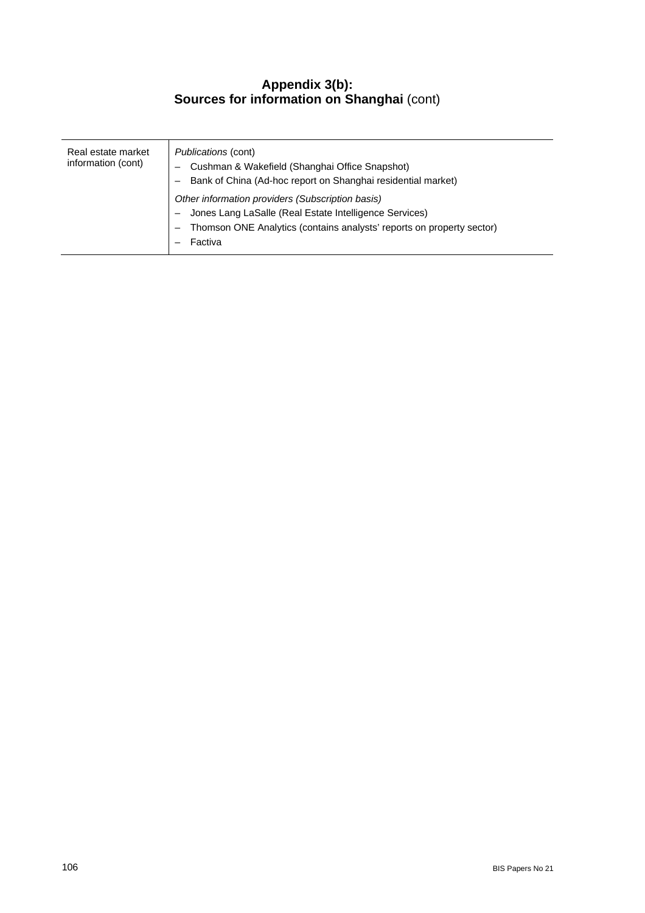# Appendix 3(b): Sources for information on Shanghai (cont)

| | |
|---|---|
| Real estate market information (cont) | *Publications* (cont)<br>– Cushman & Wakefield (Shanghai Office Snapshot)<br>– Bank of China (Ad-hoc report on Shanghai residential market)<br>*Other information providers (Subscription basis)*<br>– Jones Lang LaSalle (Real Estate Intelligence Services)<br>– Thomson ONE Analytics (contains analysts' reports on property sector)<br>– Factiva |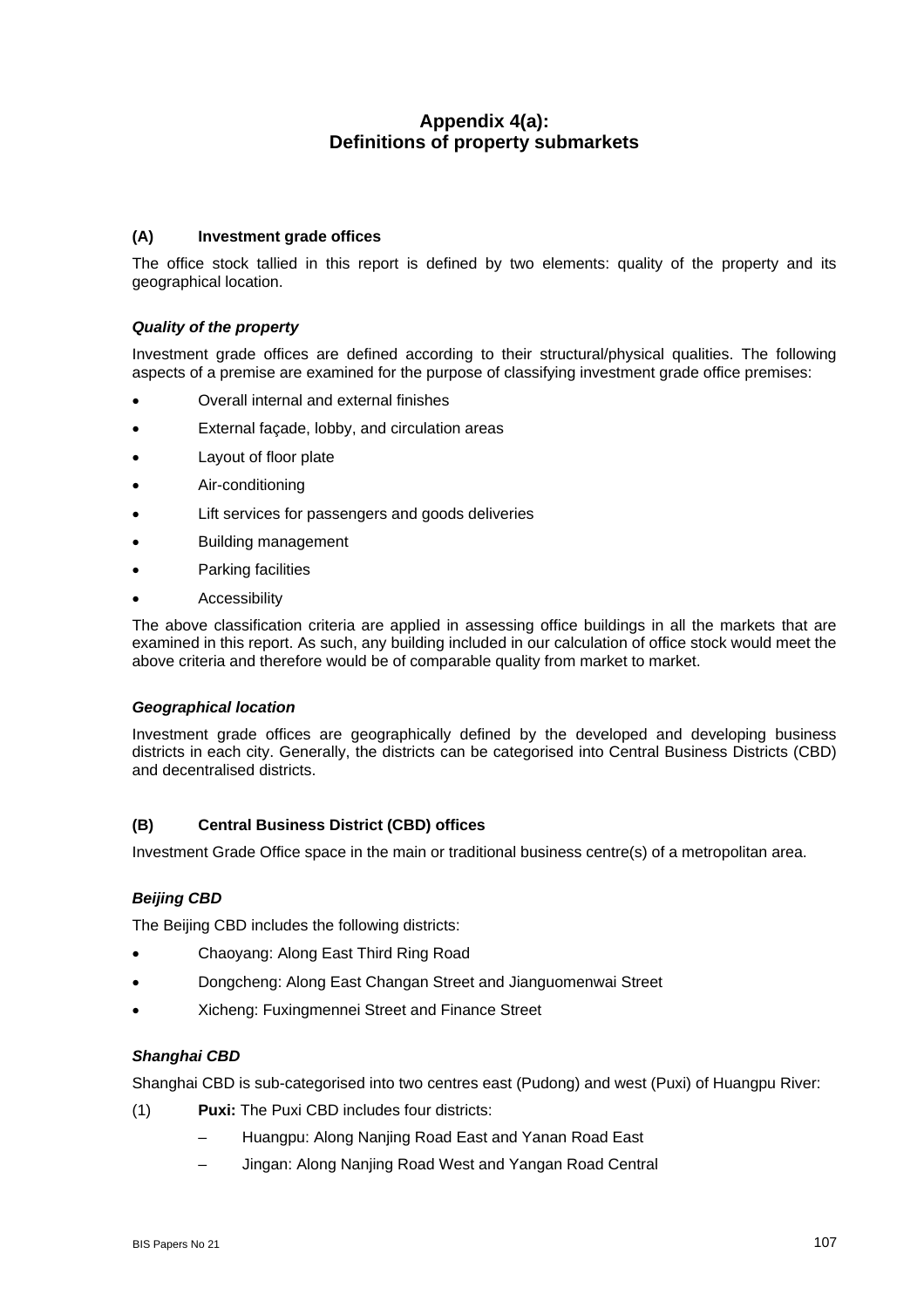# Appendix 4(a): Definitions of property submarkets

## (A) Investment grade offices

The office stock tallied in this report is defined by two elements: quality of the property and its geographical location.

### *Quality of the property*

Investment grade offices are defined according to their structural/physical qualities. The following aspects of a premise are examined for the purpose of classifying investment grade office premises:

- Overall internal and external finishes
- External façade, lobby, and circulation areas
- Layout of floor plate
- Air-conditioning
- Lift services for passengers and goods deliveries
- Building management
- Parking facilities
- Accessibility

The above classification criteria are applied in assessing office buildings in all the markets that are examined in this report. As such, any building included in our calculation of office stock would meet the above criteria and therefore would be of comparable quality from market to market.

### *Geographical location*

Investment grade offices are geographically defined by the developed and developing business districts in each city. Generally, the districts can be categorised into Central Business Districts (CBD) and decentralised districts.

## (B) Central Business District (CBD) offices

Investment Grade Office space in the main or traditional business centre(s) of a metropolitan area.

### *Beijing CBD*

The Beijing CBD includes the following districts:

- Chaoyang: Along East Third Ring Road
- Dongcheng: Along East Changan Street and Jianguomenwai Street
- Xicheng: Fuxingmennei Street and Finance Street

### *Shanghai CBD*

Shanghai CBD is sub-categorised into two centres east (Pudong) and west (Puxi) of Huangpu River:

(1) **Puxi:** The Puxi CBD includes four districts:

- Huangpu: Along Nanjing Road East and Yanan Road East
- Jingan: Along Nanjing Road West and Yangan Road Central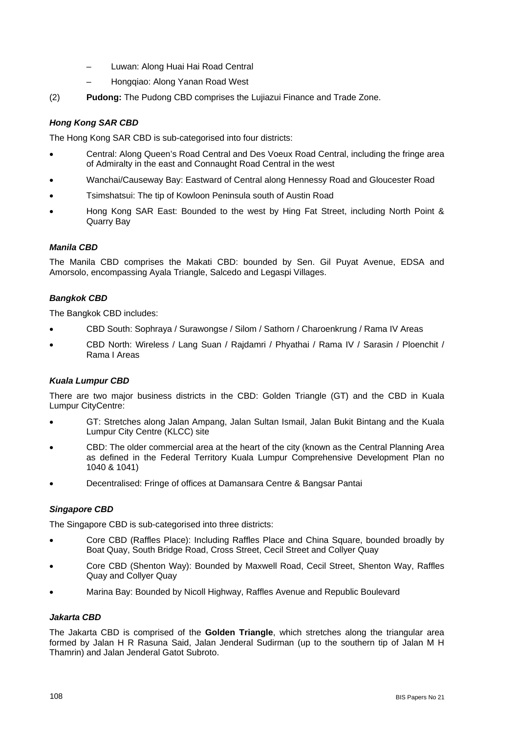– Luwan: Along Huai Hai Road Central

  – Hongqiao: Along Yanan Road West

(2) **Pudong:** The Pudong CBD comprises the Lujiazui Finance and Trade Zone.

### *Hong Kong SAR CBD*

The Hong Kong SAR CBD is sub-categorised into four districts:

- Central: Along Queen's Road Central and Des Voeux Road Central, including the fringe area of Admiralty in the east and Connaught Road Central in the west
- Wanchai/Causeway Bay: Eastward of Central along Hennessy Road and Gloucester Road
- Tsimshatsui: The tip of Kowloon Peninsula south of Austin Road
- Hong Kong SAR East: Bounded to the west by Hing Fat Street, including North Point & Quarry Bay

### *Manila CBD*

The Manila CBD comprises the Makati CBD: bounded by Sen. Gil Puyat Avenue, EDSA and Amorsolo, encompassing Ayala Triangle, Salcedo and Legaspi Villages.

### *Bangkok CBD*

The Bangkok CBD includes:

- CBD South: Sophraya / Surawongse / Silom / Sathorn / Charoenkrung / Rama IV Areas
- CBD North: Wireless / Lang Suan / Rajdamri / Phyathai / Rama IV / Sarasin / Ploenchit / Rama I Areas

### *Kuala Lumpur CBD*

There are two major business districts in the CBD: Golden Triangle (GT) and the CBD in Kuala Lumpur CityCentre:

- GT: Stretches along Jalan Ampang, Jalan Sultan Ismail, Jalan Bukit Bintang and the Kuala Lumpur City Centre (KLCC) site
- CBD: The older commercial area at the heart of the city (known as the Central Planning Area as defined in the Federal Territory Kuala Lumpur Comprehensive Development Plan no 1040 & 1041)
- Decentralised: Fringe of offices at Damansara Centre & Bangsar Pantai

### *Singapore CBD*

The Singapore CBD is sub-categorised into three districts:

- Core CBD (Raffles Place): Including Raffles Place and China Square, bounded broadly by Boat Quay, South Bridge Road, Cross Street, Cecil Street and Collyer Quay
- Core CBD (Shenton Way): Bounded by Maxwell Road, Cecil Street, Shenton Way, Raffles Quay and Collyer Quay
- Marina Bay: Bounded by Nicoll Highway, Raffles Avenue and Republic Boulevard

### *Jakarta CBD*

The Jakarta CBD is comprised of the **Golden Triangle**, which stretches along the triangular area formed by Jalan H R Rasuna Said, Jalan Jenderal Sudirman (up to the southern tip of Jalan M H Thamrin) and Jalan Jenderal Gatot Subroto.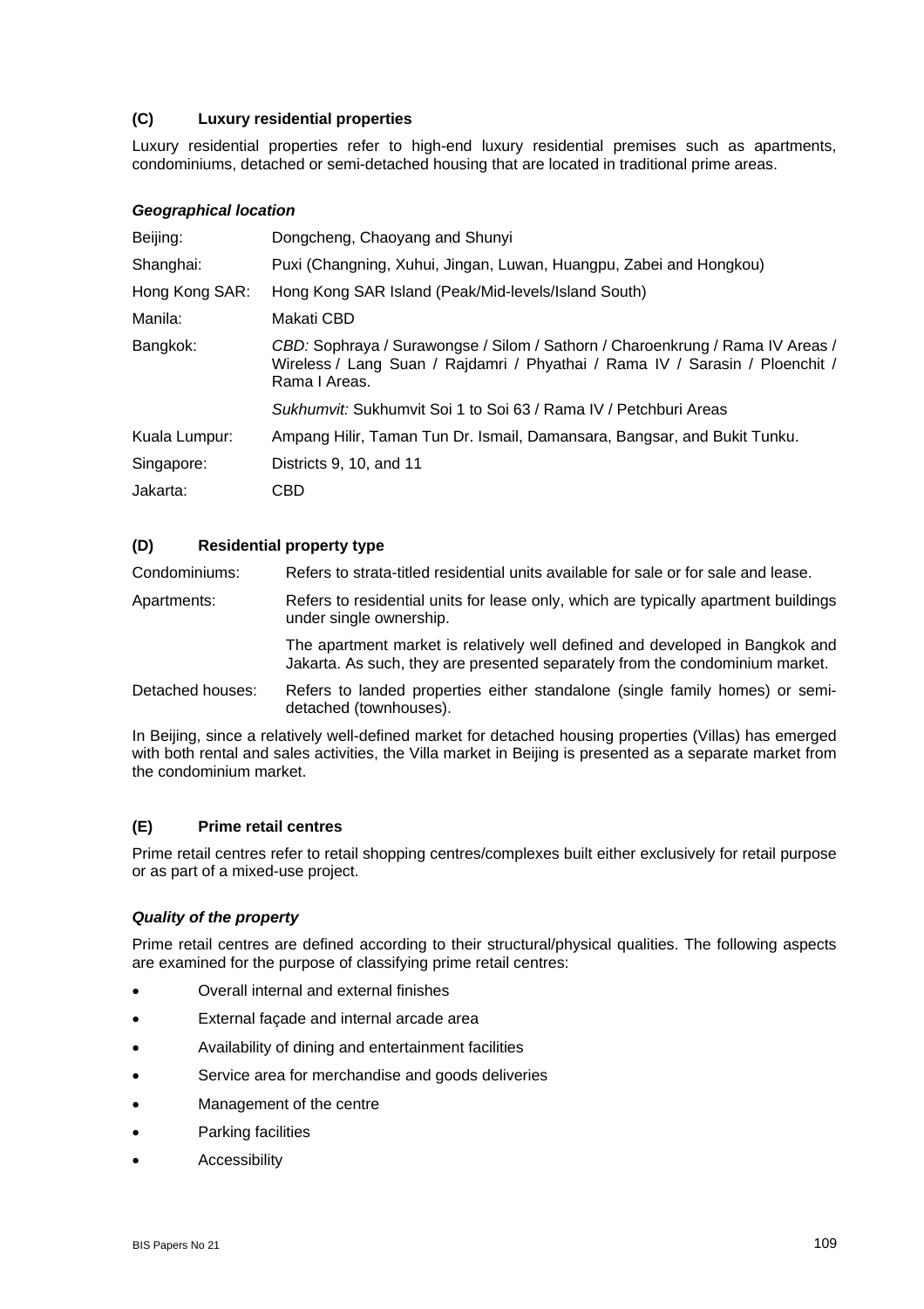### (C) Luxury residential properties

Luxury residential properties refer to high-end luxury residential premises such as apartments, condominiums, detached or semi-detached housing that are located in traditional prime areas.

#### *Geographical location*

| | |
|---|---|
| Beijing: | Dongcheng, Chaoyang and Shunyi |
| Shanghai: | Puxi (Changning, Xuhui, Jingan, Luwan, Huangpu, Zabei and Hongkou) |
| Hong Kong SAR: | Hong Kong SAR Island (Peak/Mid-levels/Island South) |
| Manila: | Makati CBD |
| Bangkok: | *CBD:* Sophraya / Surawongse / Silom / Sathorn / Charoenkrung / Rama IV Areas / Wireless / Lang Suan / Rajdamri / Phyathai / Rama IV / Sarasin / Ploenchit / Rama I Areas. |
| | *Sukhumvit:* Sukhumvit Soi 1 to Soi 63 / Rama IV / Petchburi Areas |
| Kuala Lumpur: | Ampang Hilir, Taman Tun Dr. Ismail, Damansara, Bangsar, and Bukit Tunku. |
| Singapore: | Districts 9, 10, and 11 |
| Jakarta: | CBD |

### (D) Residential property type

| | |
|---|---|
| Condominiums: | Refers to strata-titled residential units available for sale or for sale and lease. |
| Apartments: | Refers to residential units for lease only, which are typically apartment buildings under single ownership. |
| | The apartment market is relatively well defined and developed in Bangkok and Jakarta. As such, they are presented separately from the condominium market. |
| Detached houses: | Refers to landed properties either standalone (single family homes) or semi-detached (townhouses). |

In Beijing, since a relatively well-defined market for detached housing properties (Villas) has emerged with both rental and sales activities, the Villa market in Beijing is presented as a separate market from the condominium market.

### (E) Prime retail centres

Prime retail centres refer to retail shopping centres/complexes built either exclusively for retail purpose or as part of a mixed-use project.

#### *Quality of the property*

Prime retail centres are defined according to their structural/physical qualities. The following aspects are examined for the purpose of classifying prime retail centres:

- Overall internal and external finishes
- External façade and internal arcade area
- Availability of dining and entertainment facilities
- Service area for merchandise and goods deliveries
- Management of the centre
- Parking facilities
- Accessibility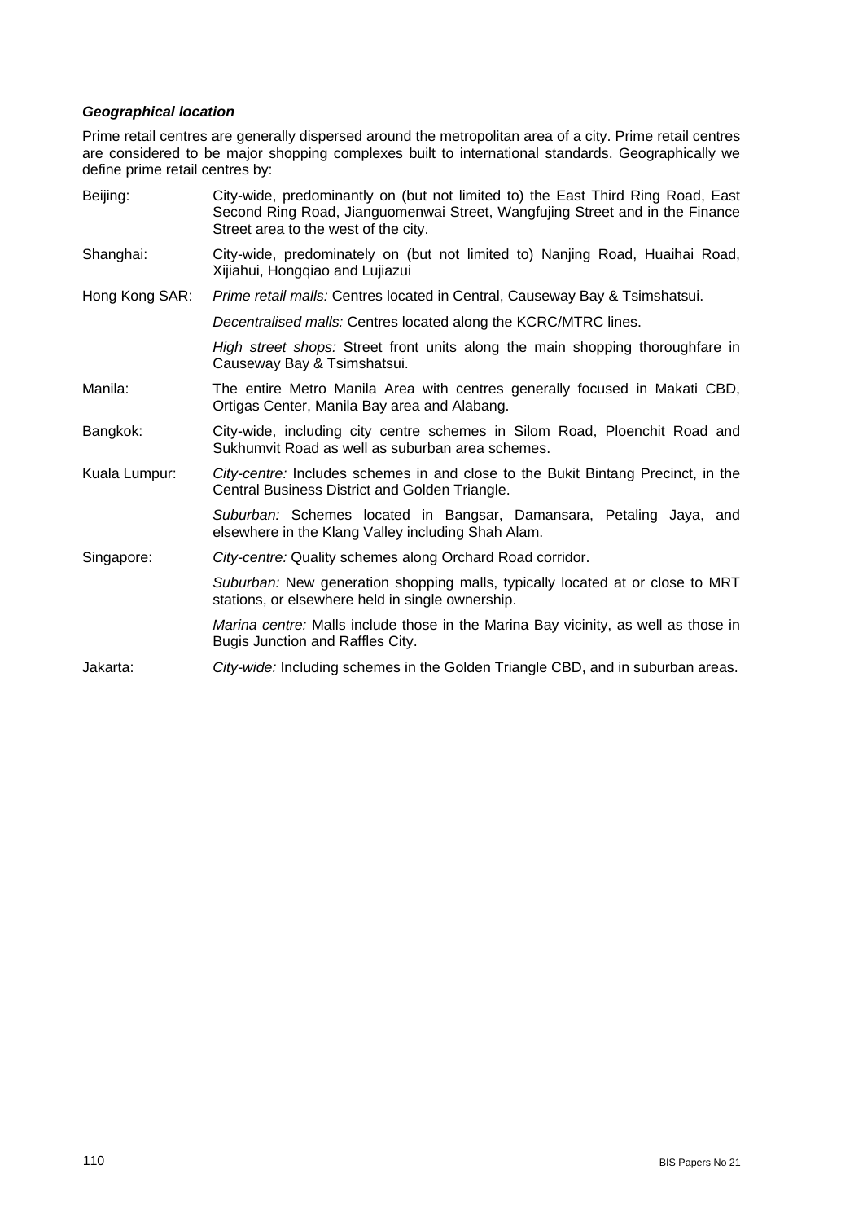***Geographical location***

Prime retail centres are generally dispersed around the metropolitan area of a city. Prime retail centres are considered to be major shopping complexes built to international standards. Geographically we define prime retail centres by:

| | |
|---|---|
| Beijing: | City-wide, predominantly on (but not limited to) the East Third Ring Road, East Second Ring Road, Jianguomenwai Street, Wangfujing Street and in the Finance Street area to the west of the city. |
| Shanghai: | City-wide, predominately on (but not limited to) Nanjing Road, Huaihai Road, Xijiahui, Hongqiao and Lujiazui |
| Hong Kong SAR: | *Prime retail malls:* Centres located in Central, Causeway Bay & Tsimshatsui. |
| | *Decentralised malls:* Centres located along the KCRC/MTRC lines. |
| | *High street shops:* Street front units along the main shopping thoroughfare in Causeway Bay & Tsimshatsui. |
| Manila: | The entire Metro Manila Area with centres generally focused in Makati CBD, Ortigas Center, Manila Bay area and Alabang. |
| Bangkok: | City-wide, including city centre schemes in Silom Road, Ploenchit Road and Sukhumvit Road as well as suburban area schemes. |
| Kuala Lumpur: | *City-centre:* Includes schemes in and close to the Bukit Bintang Precinct, in the Central Business District and Golden Triangle. |
| | *Suburban:* Schemes located in Bangsar, Damansara, Petaling Jaya, and elsewhere in the Klang Valley including Shah Alam. |
| Singapore: | *City-centre:* Quality schemes along Orchard Road corridor. |
| | *Suburban:* New generation shopping malls, typically located at or close to MRT stations, or elsewhere held in single ownership. |
| | *Marina centre:* Malls include those in the Marina Bay vicinity, as well as those in Bugis Junction and Raffles City. |
| Jakarta: | *City-wide:* Including schemes in the Golden Triangle CBD, and in suburban areas. |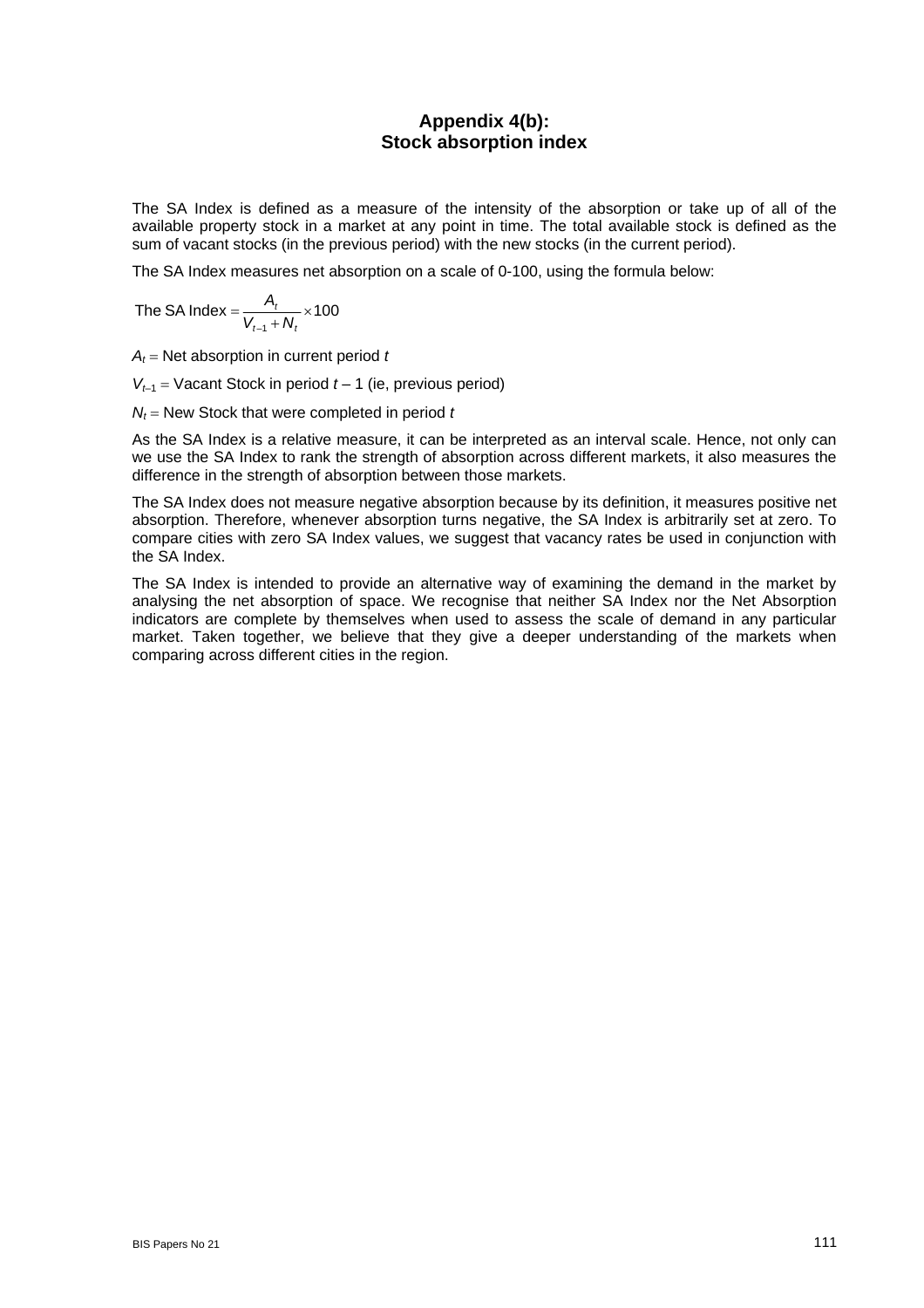## Appendix 4(b):
## Stock absorption index

The SA Index is defined as a measure of the intensity of the absorption or take up of all of the available property stock in a market at any point in time. The total available stock is defined as the sum of vacant stocks (in the previous period) with the new stocks (in the current period).

The SA Index measures net absorption on a scale of 0-100, using the formula below:

$$\text{The SA Index} = \frac{A_t}{V_{t-1} + N_t} \times 100$$

$A_t$ = Net absorption in current period $t$

$V_{t-1}$ = Vacant Stock in period $t - 1$ (ie, previous period)

$N_t$ = New Stock that were completed in period $t$

As the SA Index is a relative measure, it can be interpreted as an interval scale. Hence, not only can we use the SA Index to rank the strength of absorption across different markets, it also measures the difference in the strength of absorption between those markets.

The SA Index does not measure negative absorption because by its definition, it measures positive net absorption. Therefore, whenever absorption turns negative, the SA Index is arbitrarily set at zero. To compare cities with zero SA Index values, we suggest that vacancy rates be used in conjunction with the SA Index.

The SA Index is intended to provide an alternative way of examining the demand in the market by analysing the net absorption of space. We recognise that neither SA Index nor the Net Absorption indicators are complete by themselves when used to assess the scale of demand in any particular market. Taken together, we believe that they give a deeper understanding of the markets when comparing across different cities in the region.